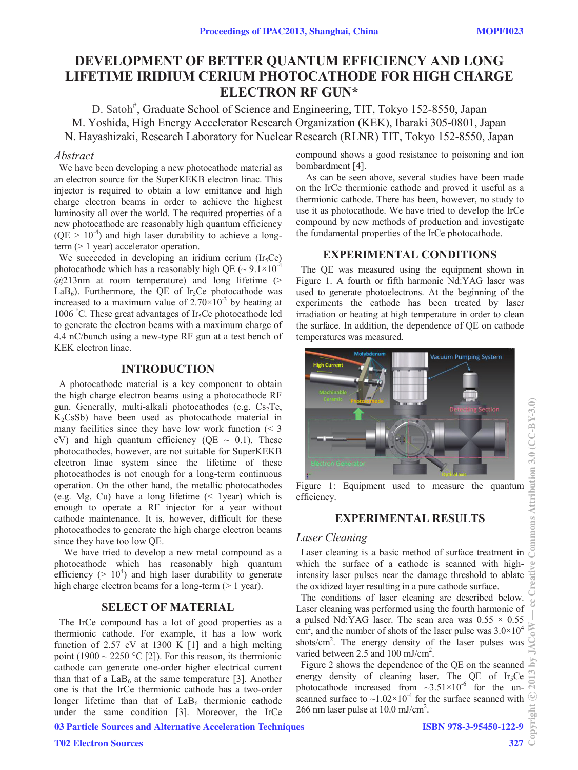# DEVELOPMENT OF BETTER QUANTUM EFFICIENCY AND LONG LIFETIME IRIDIUM CERIUM PHOTOCATHODE FOR HIGH CHARGE ELECTRON RF GUN*

D. Satoh[#], Graduate School of Science and Engineering, TIT, Tokyo 152-8550, Japan
M. Yoshida, High Energy Accelerator Research Organization (KEK), Ibaraki 305-0801, Japan
N. Hayashizaki, Research Laboratory for Nuclear Research (RLNR) TIT, Tokyo 152-8550, Japan

## *Abstract*

We have been developing a new photocathode material as an electron source for the SuperKEKB electron linac. This injector is required to obtain a low emittance and high charge electron beams in order to achieve the highest luminosity all over the world. The required properties of a new photocathode are reasonably high quantum efficiency (QE > $10^{-4}$) and high laser durability to achieve a long-term (> 1 year) accelerator operation.

We succeeded in developing an iridium cerium ($Ir_5Ce$) photocathode which has a reasonably high QE (~ $9.1\times10^{-4}$ @213nm at room temperature) and long lifetime (> $LaB_6$). Furthermore, the QE of $Ir_5Ce$ photocathode was increased to a maximum value of $2.70\times10^{-3}$ by heating at 1006 °C. These great advantages of $Ir_5Ce$ photocathode led to generate the electron beams with a maximum charge of 4.4 nC/bunch using a new-type RF gun at a test bench of KEK electron linac.

## INTRODUCTION

A photocathode material is a key component to obtain the high charge electron beams using a photocathode RF gun. Generally, multi-alkali photocathodes (e.g. $Cs_2Te$, $K_2CsSb$) have been used as photocathode material in many facilities since they have low work function (< 3 eV) and high quantum efficiency (QE ~ 0.1). These photocathodes, however, are not suitable for SuperKEKB electron linac system since the lifetime of these photocathodes is not enough for a long-term continuous operation. On the other hand, the metallic photocathodes (e.g. Mg, Cu) have a long lifetime (< 1year) which is enough to operate a RF injector for a year without cathode maintenance. It is, however, difficult for these photocathodes to generate the high charge electron beams since they have too low QE.

We have tried to develop a new metal compound as a photocathode which has reasonably high quantum efficiency (> $10^4$) and high laser durability to generate high charge electron beams for a long-term (> 1 year).

## SELECT OF MATERIAL

The IrCe compound has a lot of good properties as a thermionic cathode. For example, it has a low work function of 2.57 eV at 1300 K [1] and a high melting point (1900 ~ 2250 °C [2]). For this reason, its thermionic cathode can generate one-order higher electrical current than that of a $LaB_6$ at the same temperature [3]. Another one is that the IrCe thermionic cathode has a two-order longer lifetime than that of $LaB_6$ thermionic cathode under the same condition [3]. Moreover, the IrCe compound shows a good resistance to poisoning and ion bombardment [4].

As can be seen above, several studies have been made on the IrCe thermionic cathode and proved it useful as a thermionic cathode. There has been, however, no study to use it as photocathode. We have tried to develop the IrCe compound by new methods of production and investigate the fundamental properties of the IrCe photocathode.

## EXPERIMENTAL CONDITIONS

The QE was measured using the equipment shown in Figure 1. A fourth or fifth harmonic Nd:YAG laser was used to generate photoelectrons. At the beginning of the experiments the cathode has been treated by laser irradiation or heating at high temperature in order to clean the surface. In addition, the dependence of QE on cathode temperatures was measured.

Figure 1: Equipment used to measure the quantum efficiency.

## EXPERIMENTAL RESULTS

### *Laser Cleaning*

Laser cleaning is a basic method of surface treatment in which the surface of a cathode is scanned with high-intensity laser pulses near the damage threshold to ablate the oxidized layer resulting in a pure cathode surface.

The conditions of laser cleaning are described below. Laser cleaning was performed using the fourth harmonic of a pulsed Nd:YAG laser. The scan area was 0.55 × 0.55 $cm^2$, and the number of shots of the laser pulse was $3.0\times10^4$ shots/$cm^2$. The energy density of the laser pulses was varied between 2.5 and 100 mJ/$cm^2$.

Figure 2 shows the dependence of the QE on the scanned energy density of cleaning laser. The QE of $Ir_5Ce$ photocathode increased from ~$3.51\times10^{-6}$ for the un-scanned surface to ~$1.02\times10^{-4}$ for the surface scanned with 266 nm laser pulse at 10.0 mJ/$cm^2$.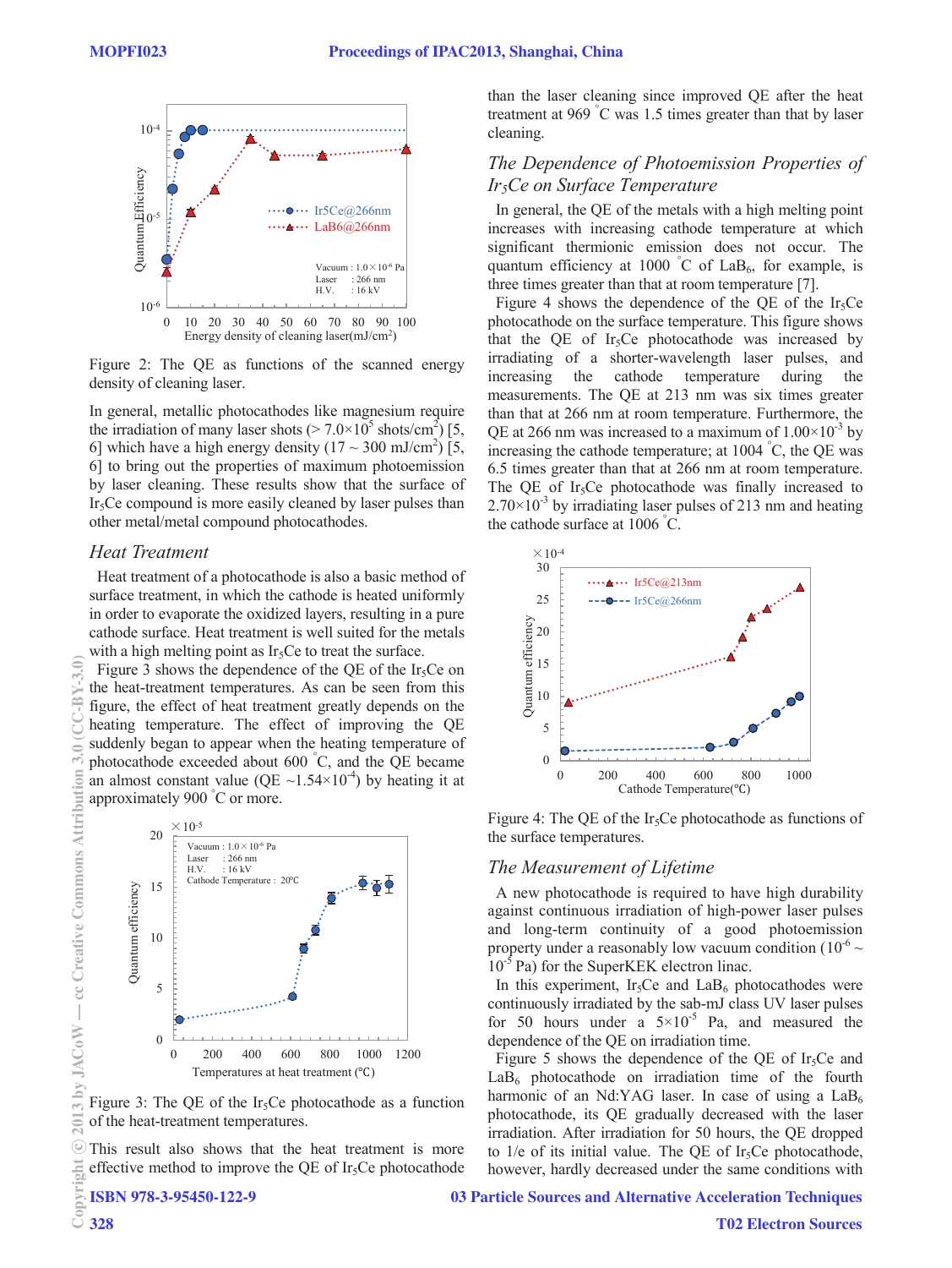Figure 2: The QE as functions of the scanned energy density of cleaning laser.

In general, metallic photocathodes like magnesium require the irradiation of many laser shots (> $7.0\times10^5$ shots/cm$^2$) [5, 6] which have a high energy density (17 ~ 300 mJ/cm$^2$) [5, 6] to bring out the properties of maximum photoemission by laser cleaning. These results show that the surface of $Ir_5Ce$ compound is more easily cleaned by laser pulses than other metal/metal compound photocathodes.

### *Heat Treatment*

Heat treatment of a photocathode is also a basic method of surface treatment, in which the cathode is heated uniformly in order to evaporate the oxidized layers, resulting in a pure cathode surface. Heat treatment is well suited for the metals with a high melting point as $Ir_5Ce$ to treat the surface.

Figure 3 shows the dependence of the QE of the $Ir_5Ce$ on the heat-treatment temperatures. As can be seen from this figure, the effect of heat treatment greatly depends on the heating temperature. The effect of improving the QE suddenly began to appear when the heating temperature of photocathode exceeded about 600 °C, and the QE became an almost constant value (QE ~$1.54\times10^{-4}$) by heating it at approximately 900 °C or more.

Figure 3: The QE of the $Ir_5Ce$ photocathode as a function of the heat-treatment temperatures.

This result also shows that the heat treatment is more effective method to improve the QE of $Ir_5Ce$ photocathode than the laser cleaning since improved QE after the heat treatment at 969 °C was 1.5 times greater than that by laser cleaning.

### *The Dependence of Photoemission Properties of $Ir_5Ce$ on Surface Temperature*

In general, the QE of the metals with a high melting point increases with increasing cathode temperature at which significant thermionic emission does not occur. The quantum efficiency at 1000 °C of $LaB_6$, for example, is three times greater than that at room temperature [7].

Figure 4 shows the dependence of the QE of the $Ir_5Ce$ photocathode on the surface temperature. This figure shows that the QE of $Ir_5Ce$ photocathode was increased by irradiating of a shorter-wavelength laser pulses, and increasing the cathode temperature during the measurements. The QE at 213 nm was six times greater than that at 266 nm at room temperature. Furthermore, the QE at 266 nm was increased to a maximum of $1.00\times10^{-3}$ by increasing the cathode temperature; at 1004 °C, the QE was 6.5 times greater than that at 266 nm at room temperature. The QE of $Ir_5Ce$ photocathode was finally increased to $2.70\times10^{-3}$ by irradiating laser pulses of 213 nm and heating the cathode surface at 1006 °C.

Figure 4: The QE of the $Ir_5Ce$ photocathode as functions of the surface temperatures.

### *The Measurement of Lifetime*

A new photocathode is required to have high durability against continuous irradiation of high-power laser pulses and long-term continuity of a good photoemission property under a reasonably low vacuum condition ($10^{-6}$ ~ $10^{-5}$ Pa) for the SuperKEK electron linac.

In this experiment, $Ir_5Ce$ and $LaB_6$ photocathodes were continuously irradiated by the sab-mJ class UV laser pulses for 50 hours under a $5\times10^{-5}$ Pa, and measured the dependence of the QE on irradiation time.

Figure 5 shows the dependence of the QE of $Ir_5Ce$ and $LaB_6$ photocathode on irradiation time of the fourth harmonic of an Nd:YAG laser. In case of using a $LaB_6$ photocathode, its QE gradually decreased with the laser irradiation. After irradiation for 50 hours, the QE dropped to 1/e of its initial value. The QE of $Ir_5Ce$ photocathode, however, hardly decreased under the same conditions with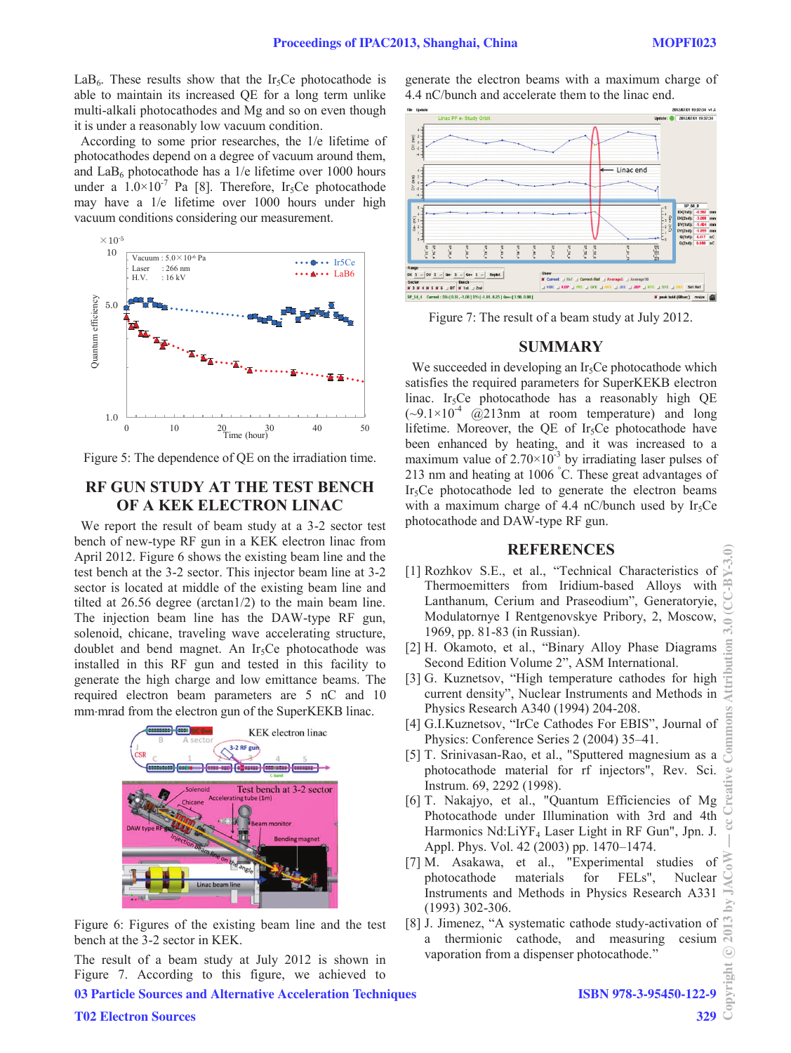$LaB_6$. These results show that the $Ir_5Ce$ photocathode is able to maintain its increased QE for a long term unlike multi-alkali photocathodes and Mg and so on even though it is under a reasonably low vacuum condition.

According to some prior researches, the 1/e lifetime of photocathodes depend on a degree of vacuum around them, and $LaB_6$ photocathode has a 1/e lifetime over 1000 hours under a $1.0\times10^{-7}$ Pa [8]. Therefore, $Ir_5Ce$ photocathode may have a 1/e lifetime over 1000 hours under high vacuum conditions considering our measurement.

×10^-5
10
5.0
1.0
Quantum efficiency
0
10
20
30
40
50
Time (hour)
Vacuum : 5.0×10^-6 Pa
Laser : 266 nm
H.V. : 16 kV
Ir5Ce
LaB6

Figure 5: The dependence of QE on the irradiation time.

## RF GUN STUDY AT THE TEST BENCH OF A KEK ELECTRON LINAC

We report the result of beam study at a 3-2 sector test bench of new-type RF gun in a KEK electron linac from April 2012. Figure 6 shows the existing beam line and the test bench at the 3-2 sector. This injector beam line at 3-2 sector is located at middle of the existing beam line and tilted at 26.56 degree (arctan1/2) to the main beam line. The injection beam line has the DAW-type RF gun, solenoid, chicane, traveling wave accelerating structure, doublet and bend magnet. An $Ir_5Ce$ photocathode was installed in this RF gun and tested in this facility to generate the high charge and low emittance beams. The required electron beam parameters are 5 nC and 10 mm·mrad from the electron gun of the SuperKEKB linac.

KEK electron linac
A sector
CSR
3-2 RF gun
Test bench at 3-2 sector
Solenoid
Chicane
Accelerating tube (1m)
Beam monitor
Bending magnet
DAW type RF gun
Injection beam line on the angle
Linac beam line

Figure 6: Figures of the existing beam line and the test bench at the 3-2 sector in KEK.

The result of a beam study at July 2012 is shown in Figure 7. According to this figure, we achieved to generate the electron beams with a maximum charge of 4.4 nC/bunch and accelerate them to the linac end.

Linac PF e- Study Orbit
Linac end

Figure 7: The result of a beam study at July 2012.

## SUMMARY

We succeeded in developing an $Ir_5Ce$ photocathode which satisfies the required parameters for SuperKEKB electron linac. $Ir_5Ce$ photocathode has a reasonably high QE ($\sim9.1\times10^{-4}$ @213nm at room temperature) and long lifetime. Moreover, the QE of $Ir_5Ce$ photocathode have been enhanced by heating, and it was increased to a maximum value of $2.70\times10^{-3}$ by irradiating laser pulses of 213 nm and heating at 1006 °C. These great advantages of $Ir_5Ce$ photocathode led to generate the electron beams with a maximum charge of 4.4 nC/bunch used by $Ir_5Ce$ photocathode and DAW-type RF gun.

## REFERENCES

[1] Rozhkov S.E., et al., "Technical Characteristics of Thermoemitters from Iridium-based Alloys with Lanthanum, Cerium and Praseodium", Generatoryie, Modulatornye I Rentgenovskye Pribory, 2, Moscow, 1969, pp. 81-83 (in Russian).

[2] H. Okamoto, et al., "Binary Alloy Phase Diagrams Second Edition Volume 2", ASM International.

[3] G. Kuznetsov, "High temperature cathodes for high current density", Nuclear Instruments and Methods in Physics Research A340 (1994) 204-208.

[4] G.I.Kuznetsov, "IrCe Cathodes For EBIS", Journal of Physics: Conference Series 2 (2004) 35–41.

[5] T. Srinivasan-Rao, et al., "Sputtered magnesium as a photocathode material for rf injectors", Rev. Sci. Instrum. 69, 2292 (1998).

[6] T. Nakajyo, et al., "Quantum Efficiencies of Mg Photocathode under Illumination with 3rd and 4th Harmonics Nd:$LiYF_4$ Laser Light in RF Gun", Jpn. J. Appl. Phys. Vol. 42 (2003) pp. 1470–1474.

[7] M. Asakawa, et al., "Experimental studies of photocathode materials for FELs", Nuclear Instruments and Methods in Physics Research A331 (1993) 302-306.

[8] J. Jimenez, "A systematic cathode study-activation of a thermionic cathode, and measuring cesium vaporation from a dispenser photocathode."